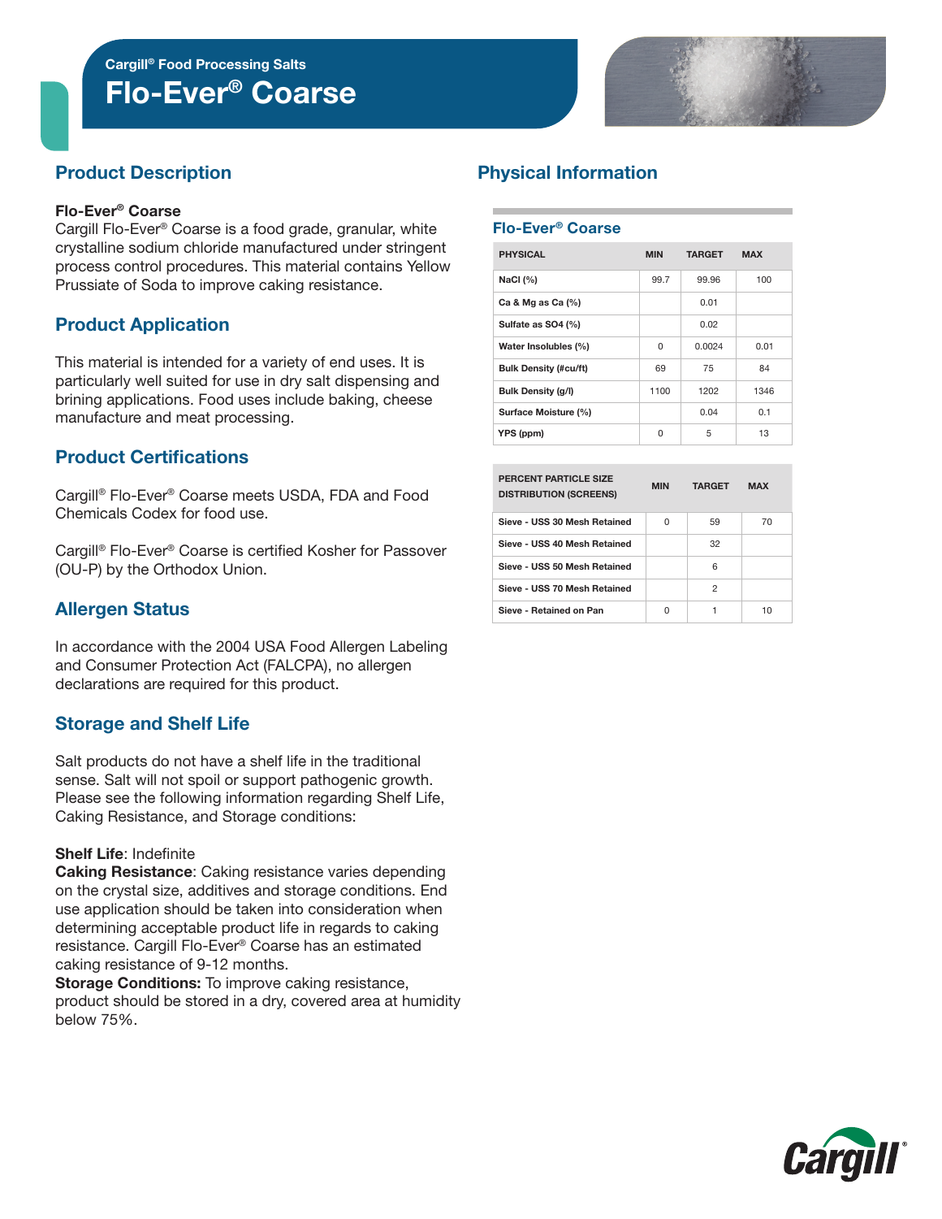Cargill® Food Processing Salts

# Flo-Ever® Coarse

## Product Description

**Flo-Ever® Coarse**
Cargill Flo-Ever® Coarse is a food grade, granular, white crystalline sodium chloride manufactured under stringent process control procedures. This material contains Yellow Prussiate of Soda to improve caking resistance.

## Product Application

This material is intended for a variety of end uses. It is particularly well suited for use in dry salt dispensing and brining applications. Food uses include baking, cheese manufacture and meat processing.

## Product Certifications

Cargill® Flo-Ever® Coarse meets USDA, FDA and Food Chemicals Codex for food use.

Cargill® Flo-Ever® Coarse is certified Kosher for Passover (OU-P) by the Orthodox Union.

## Allergen Status

In accordance with the 2004 USA Food Allergen Labeling and Consumer Protection Act (FALCPA), no allergen declarations are required for this product.

## Storage and Shelf Life

Salt products do not have a shelf life in the traditional sense. Salt will not spoil or support pathogenic growth. Please see the following information regarding Shelf Life, Caking Resistance, and Storage conditions:

**Shelf Life**: Indefinite
**Caking Resistance**: Caking resistance varies depending on the crystal size, additives and storage conditions. End use application should be taken into consideration when determining acceptable product life in regards to caking resistance. Cargill Flo-Ever® Coarse has an estimated caking resistance of 9-12 months.
**Storage Conditions:** To improve caking resistance, product should be stored in a dry, covered area at humidity below 75%.

## Physical Information

### Flo-Ever® Coarse

| PHYSICAL | MIN | TARGET | MAX |
|---|---|---|---|
| NaCl (%) | 99.7 | 99.96 | 100 |
| Ca & Mg as Ca (%) | | 0.01 | |
| Sulfate as SO4 (%) | | 0.02 | |
| Water Insolubles (%) | 0 | 0.0024 | 0.01 |
| Bulk Density (#cu/ft) | 69 | 75 | 84 |
| Bulk Density (g/l) | 1100 | 1202 | 1346 |
| Surface Moisture (%) | | 0.04 | 0.1 |
| YPS (ppm) | 0 | 5 | 13 |

| PERCENT PARTICLE SIZE DISTRIBUTION (SCREENS) | MIN | TARGET | MAX |
|---|---|---|---|
| Sieve - USS 30 Mesh Retained | 0 | 59 | 70 |
| Sieve - USS 40 Mesh Retained | | 32 | |
| Sieve - USS 50 Mesh Retained | | 6 | |
| Sieve - USS 70 Mesh Retained | | 2 | |
| Sieve - Retained on Pan | 0 | 1 | 10 |

Cargill®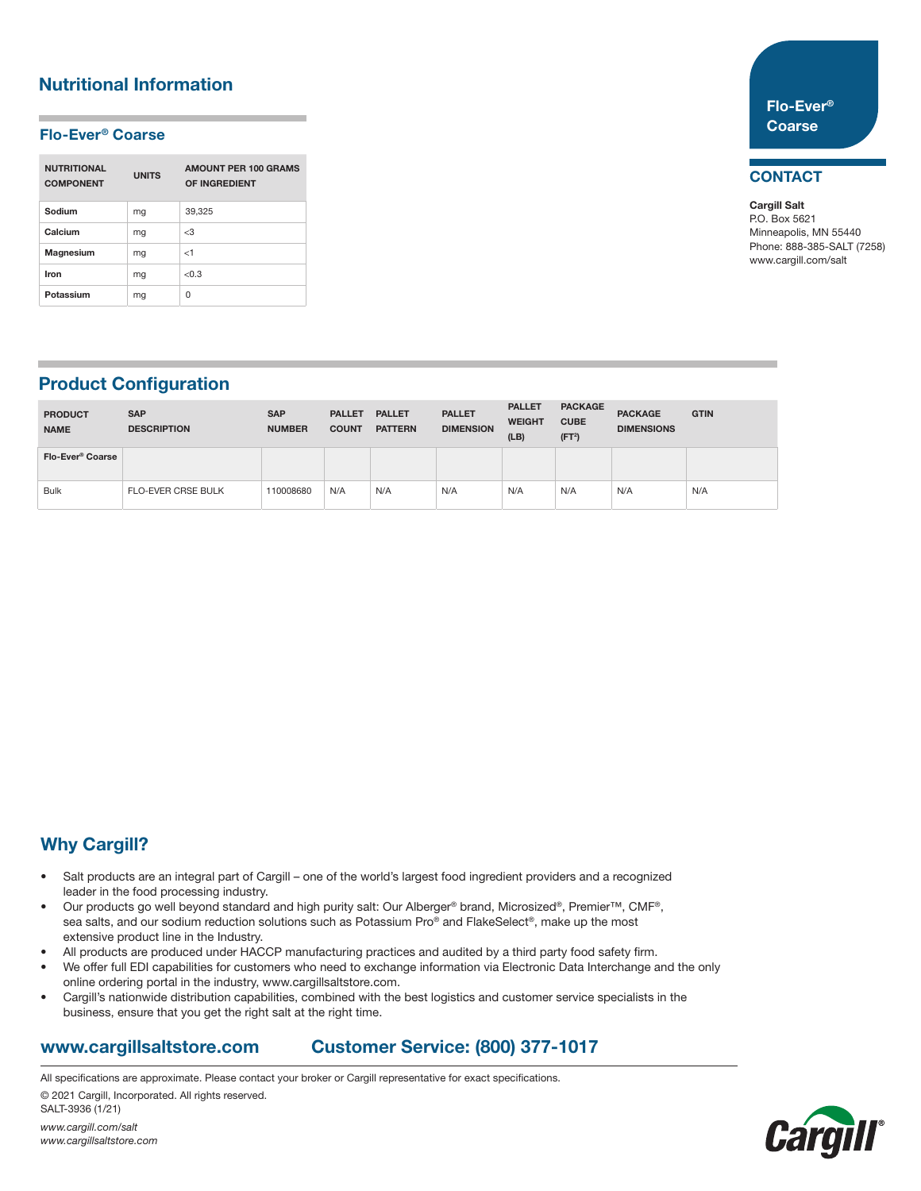## Nutritional Information

### Flo-Ever® Coarse

| NUTRITIONAL COMPONENT | UNITS | AMOUNT PER 100 GRAMS OF INGREDIENT |
|---|---|---|
| **Sodium** | mg | 39,325 |
| **Calcium** | mg | <3 |
| **Magnesium** | mg | <1 |
| **Iron** | mg | <0.3 |
| **Potassium** | mg | 0 |

**Flo-Ever® Coarse**

### CONTACT

**Cargill Salt**
P.O. Box 5621
Minneapolis, MN 55440
Phone: 888-385-SALT (7258)
www.cargill.com/salt

## Product Configuration

| PRODUCT NAME | SAP DESCRIPTION | SAP NUMBER | PALLET COUNT | PALLET PATTERN | PALLET DIMENSION | PALLET WEIGHT (LB) | PACKAGE CUBE ($FT^3$) | PACKAGE DIMENSIONS | GTIN |
|---|---|---|---|---|---|---|---|---|---|
| **Flo-Ever® Coarse** | | | | | | | | | |
| Bulk | FLO-EVER CRSE BULK | 110008680 | N/A | N/A | N/A | N/A | N/A | N/A | N/A |

## Why Cargill?

- Salt products are an integral part of Cargill – one of the world's largest food ingredient providers and a recognized leader in the food processing industry.
- Our products go well beyond standard and high purity salt: Our Alberger® brand, Microsized®, Premier™, CMF®, sea salts, and our sodium reduction solutions such as Potassium Pro® and FlakeSelect®, make up the most extensive product line in the Industry.
- All products are produced under HACCP manufacturing practices and audited by a third party food safety firm.
- We offer full EDI capabilities for customers who need to exchange information via Electronic Data Interchange and the only online ordering portal in the industry, www.cargillsaltstore.com.
- Cargill's nationwide distribution capabilities, combined with the best logistics and customer service specialists in the business, ensure that you get the right salt at the right time.

**www.cargillsaltstore.com** **Customer Service: (800) 377-1017**

All specifications are approximate. Please contact your broker or Cargill representative for exact specifications.

© 2021 Cargill, Incorporated. All rights reserved.
SALT-3936 (1/21)

*www.cargill.com/salt*
*www.cargillsaltstore.com*

Cargill®